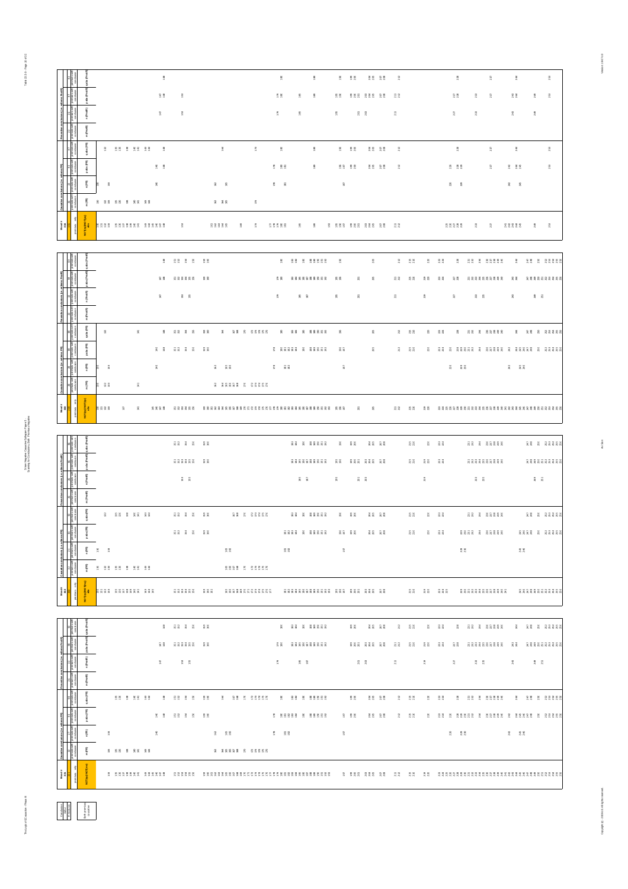Three-Figure Negative Causative Syllogism Figure 3
Scanning for Conclusions Both Premises Negative

| Conclusions | label |
|---|---|
| Both premises causative | |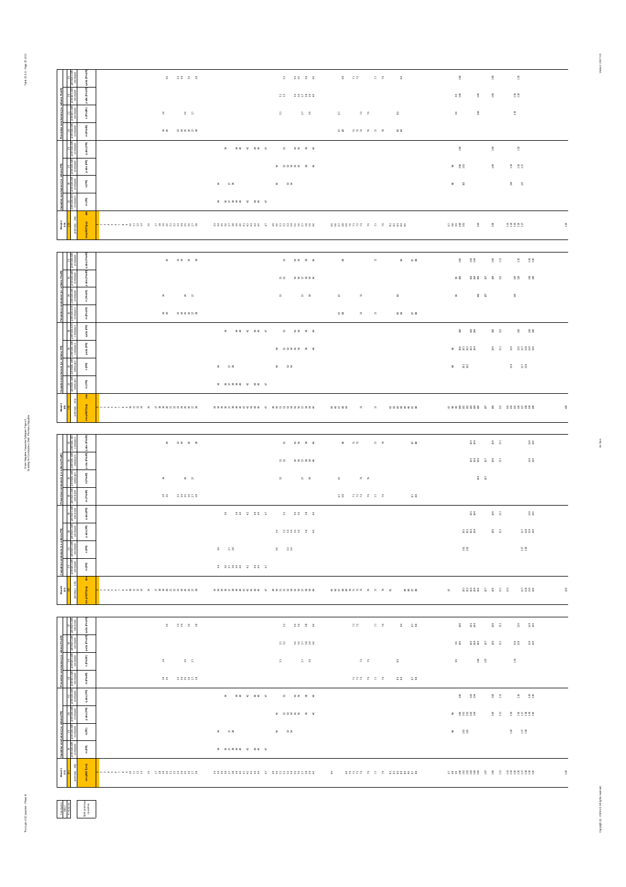3-lane Negative Causative Syllogism Figure 3
Scanning for Conclusions, Both Premises Negative

| Conclusion | |
|---|---|
| Both premises causative | |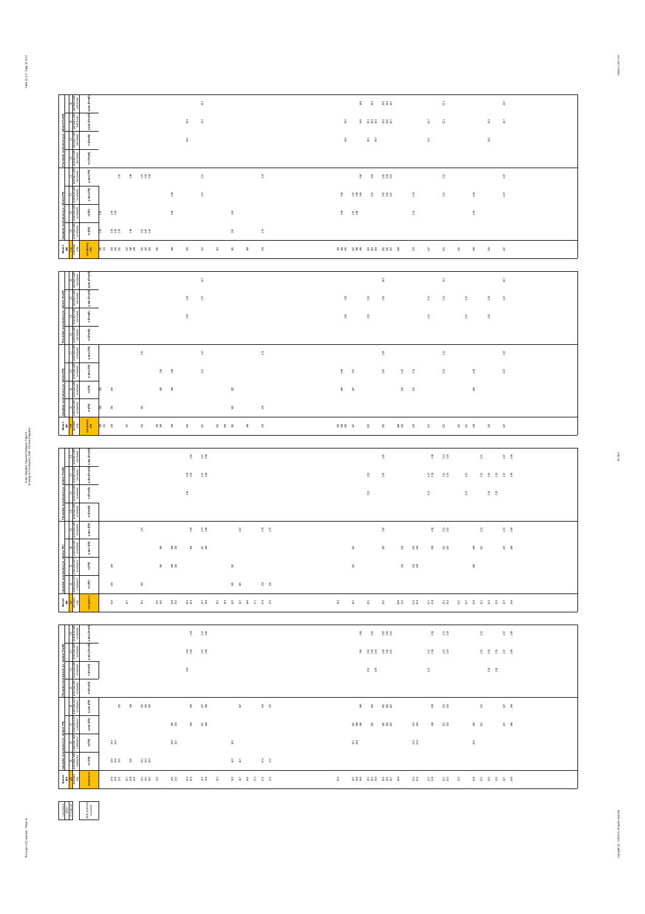Table 23.5.5 - Page 32 of 32

3-item Negative Cancellative Syllogism Figure 2
Scanning for Conclusions, Both Premises Negative

Legend: Conclusion / Mood # and conclusion / Both premises cancellative

The Logic of ACausation - Phase III

Version: 19-07-10

Avi Sion

Copyright (C) 2008-10. All rights reserved.